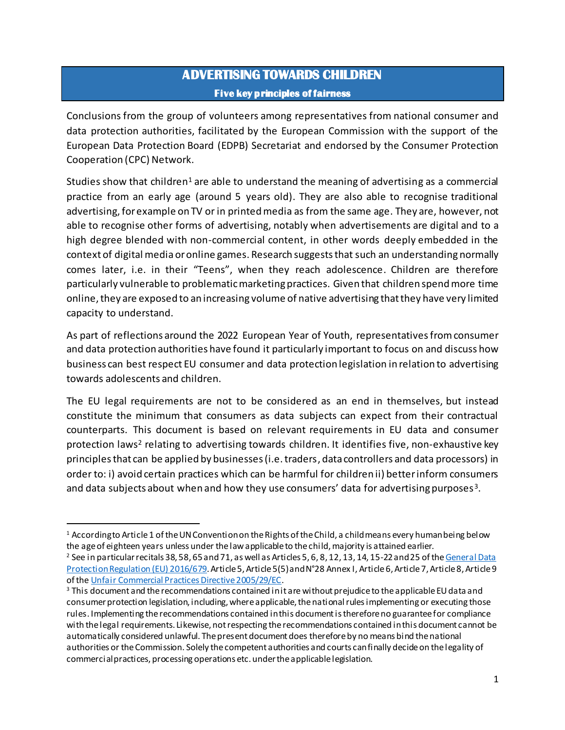# ADVERTISING TOWARDS CHILDREN

## Five key principles of fairness

Conclusions from the group of volunteers among representatives from national consumer and data protection authorities, facilitated by the European Commission with the support of the European Data Protection Board (EDPB) Secretariat and endorsed by the Consumer Protection Cooperation (CPC) Network.

Studies show that children[1] are able to understand the meaning of advertising as a commercial practice from an early age (around 5 years old). They are also able to recognise traditional advertising, for example on TV or in printed media as from the same age. They are, however, not able to recognise other forms of advertising, notably when advertisements are digital and to a high degree blended with non-commercial content, in other words deeply embedded in the context of digital media or online games. Research suggests that such an understanding normally comes later, i.e. in their "Teens", when they reach adolescence. Children are therefore particularly vulnerable to problematic marketing practices. Given that children spend more time online, they are exposed to an increasing volume of native advertising that they have very limited capacity to understand.

As part of reflections around the 2022 European Year of Youth, representatives from consumer and data protection authorities have found it particularly important to focus on and discuss how business can best respect EU consumer and data protection legislation in relation to advertising towards adolescents and children.

The EU legal requirements are not to be considered as an end in themselves, but instead constitute the minimum that consumers as data subjects can expect from their contractual counterparts. This document is based on relevant requirements in EU data and consumer protection laws[2] relating to advertising towards children. It identifies five, non-exhaustive key principles that can be applied by businesses (i.e. traders, data controllers and data processors) in order to: i) avoid certain practices which can be harmful for children ii) better inform consumers and data subjects about when and how they use consumers' data for advertising purposes[3].

---

[1] According to Article 1 of the UN Convention on the Rights of the Child, a child means every human being below the age of eighteen years unless under the law applicable to the child, majority is attained earlier.

[2] See in particular recitals 38, 58, 65 and 71, as well as Articles 5, 6, 8, 12, 13, 14, 15-22 and 25 of the General Data Protection Regulation (EU) 2016/679. Article 5, Article 5(5) and N°28 Annex I, Article 6, Article 7, Article 8, Article 9 of the Unfair Commercial Practices Directive 2005/29/EC.

[3] This document and the recommendations contained in it are without prejudice to the applicable EU data and consumer protection legislation, including, where applicable, the national rules implementing or executing those rules. Implementing the recommendations contained in this document is therefore no guarantee for compliance with the legal requirements. Likewise, not respecting the recommendations contained in this document cannot be automatically considered unlawful. The present document does therefore by no means bind the national authorities or the Commission. Solely the competent authorities and courts can finally decide on the legality of commercial practices, processing operations etc. under the applicable legislation.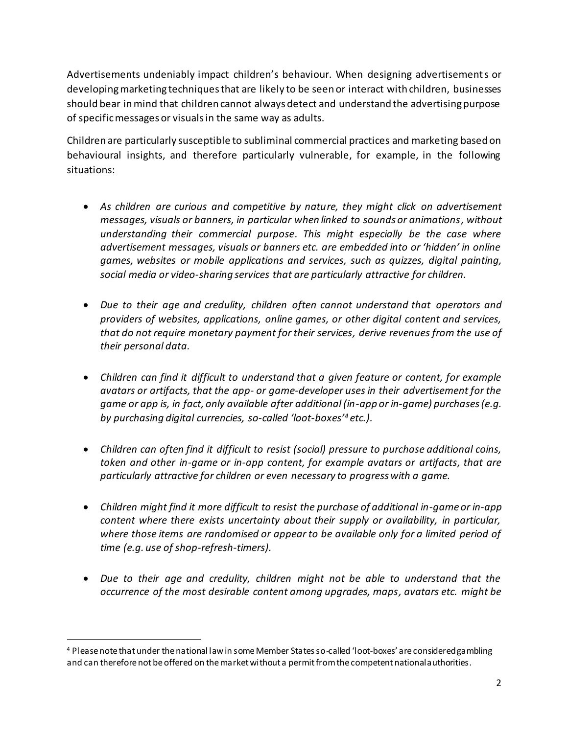Advertisements undeniably impact children's behaviour. When designing advertisements or developing marketing techniques that are likely to be seen or interact with children, businesses should bear in mind that children cannot always detect and understand the advertising purpose of specific messages or visuals in the same way as adults.

Children are particularly susceptible to subliminal commercial practices and marketing based on behavioural insights, and therefore particularly vulnerable, for example, in the following situations:

- *As children are curious and competitive by nature, they might click on advertisement messages, visuals or banners, in particular when linked to sounds or animations, without understanding their commercial purpose. This might especially be the case where advertisement messages, visuals or banners etc. are embedded into or 'hidden' in online games, websites or mobile applications and services, such as quizzes, digital painting, social media or video-sharing services that are particularly attractive for children.*

- *Due to their age and credulity, children often cannot understand that operators and providers of websites, applications, online games, or other digital content and services, that do not require monetary payment for their services, derive revenues from the use of their personal data.*

- *Children can find it difficult to understand that a given feature or content, for example avatars or artifacts, that the app- or game-developer uses in their advertisement for the game or app is, in fact, only available after additional (in-app or in-game) purchases (e.g. by purchasing digital currencies, so-called 'loot-boxes'[4] etc.).*

- *Children can often find it difficult to resist (social) pressure to purchase additional coins, token and other in-game or in-app content, for example avatars or artifacts, that are particularly attractive for children or even necessary to progress with a game.*

- *Children might find it more difficult to resist the purchase of additional in-game or in-app content where there exists uncertainty about their supply or availability, in particular, where those items are randomised or appear to be available only for a limited period of time (e.g. use of shop-refresh-timers).*

- *Due to their age and credulity, children might not be able to understand that the occurrence of the most desirable content among upgrades, maps, avatars etc. might be*

---

[4] Please note that under the national law in some Member States so-called 'loot-boxes' are considered gambling and can therefore not be offered on the market without a permit from the competent national authorities.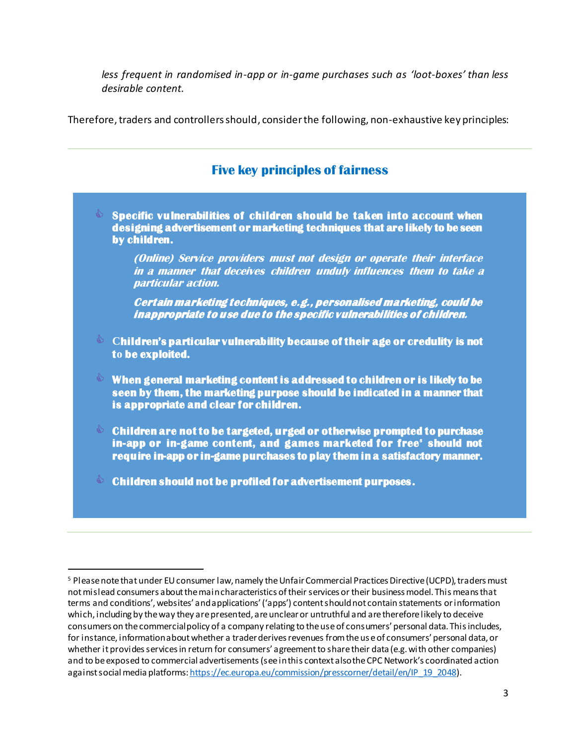*less frequent in randomised in-app or in-game purchases such as 'loot-boxes' than less desirable content.*

Therefore, traders and controllers should, consider the following, non-exhaustive key principles:

## Five key principles of fairness

- **Specific vulnerabilities of children should be taken into account when designing advertisement or marketing techniques that are likely to be seen by children.**

  ***(Online) Service providers must not design or operate their interface in a manner that deceives children unduly influences them to take a particular action.***

  ***Certain marketing techniques, e.g., personalised marketing, could be inappropriate to use due to the specific vulnerabilities of children.***

- **Children's particular vulnerability because of their age or credulity is not to be exploited.**

- **When general marketing content is addressed to children or is likely to be seen by them, the marketing purpose should be indicated in a manner that is appropriate and clear for children.**

- **Children are not to be targeted, urged or otherwise prompted to purchase in-app or in-game content, and games marketed for free[5] should not require in-app or in-game purchases to play them in a satisfactory manner.**

- **Children should not be profiled for advertisement purposes.**

---

[5] Please note that under EU consumer law, namely the Unfair Commercial Practices Directive (UCPD), traders must not mislead consumers about the main characteristics of their services or their business model. This means that terms and conditions', websites' and applications' ('apps') content should not contain statements or information which, including by the way they are presented, are unclear or untruthful and are therefore likely to deceive consumers on the commercial policy of a company relating to the use of consumers' personal data. This includes, for instance, information about whether a trader derives revenues from the use of consumers' personal data, or whether it provides services in return for consumers' agreement to share their data (e.g. with other companies) and to be exposed to commercial advertisements (see in this context also the CPC Network's coordinated action against social media platforms: https://ec.europa.eu/commission/presscorner/detail/en/IP_19_2048).